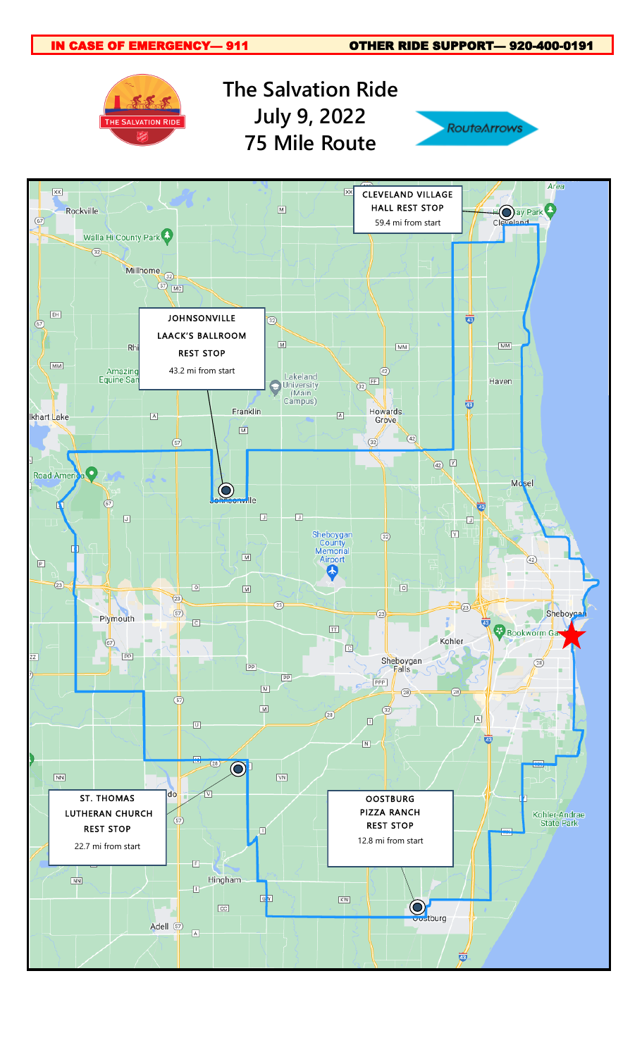**IN CASE OF EMERGENCY— 911** **OTHER RIDE SUPPORT— 920-400-0191**

THE SALVATION RIDE

# The Salvation Ride
## July 9, 2022
## 75 Mile Route

RouteArrows

**CLEVELAND VILLAGE HALL REST STOP**
59.4 mi from start

**JOHNSONVILLE LAACK'S BALLROOM REST STOP**
43.2 mi from start

**ST. THOMAS LUTHERAN CHURCH REST STOP**
22.7 mi from start

**OOSTBURG PIZZA RANCH REST STOP**
12.8 mi from start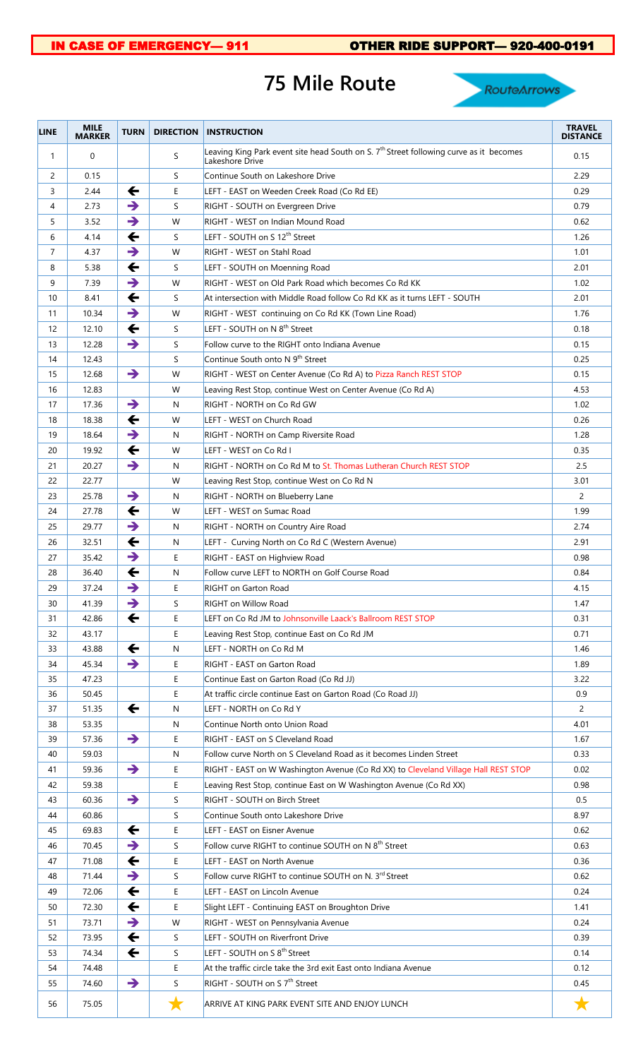**IN CASE OF EMERGENCY— 911** **OTHER RIDE SUPPORT— 920-400-0191**

# 75 Mile Route

RouteArrows

| LINE | MILE MARKER | TURN | DIRECTION | INSTRUCTION | TRAVEL DISTANCE |
|---|---|---|---|---|---|
| 1 | 0 | | S | Leaving King Park event site head South on S. 7th Street following curve as it becomes Lakeshore Drive | 0.15 |
| 2 | 0.15 | | S | Continue South on Lakeshore Drive | 2.29 |
| 3 | 2.44 | ← | E | LEFT - EAST on Weeden Creek Road (Co Rd EE) | 0.29 |
| 4 | 2.73 | → | S | RIGHT - SOUTH on Evergreen Drive | 0.79 |
| 5 | 3.52 | → | W | RIGHT - WEST on Indian Mound Road | 0.62 |
| 6 | 4.14 | ← | S | LEFT - SOUTH on S 12th Street | 1.26 |
| 7 | 4.37 | → | W | RIGHT - WEST on Stahl Road | 1.01 |
| 8 | 5.38 | ← | S | LEFT - SOUTH on Moenning Road | 2.01 |
| 9 | 7.39 | → | W | RIGHT - WEST on Old Park Road which becomes Co Rd KK | 1.02 |
| 10 | 8.41 | ← | S | At intersection with Middle Road follow Co Rd KK as it turns LEFT - SOUTH | 2.01 |
| 11 | 10.34 | → | W | RIGHT - WEST continuing on Co Rd KK (Town Line Road) | 1.76 |
| 12 | 12.10 | ← | S | LEFT - SOUTH on N 8th Street | 0.18 |
| 13 | 12.28 | → | S | Follow curve to the RIGHT onto Indiana Avenue | 0.15 |
| 14 | 12.43 | | S | Continue South onto N 9th Street | 0.25 |
| 15 | 12.68 | → | W | RIGHT - WEST on Center Avenue (Co Rd A) to Pizza Ranch REST STOP | 0.15 |
| 16 | 12.83 | | W | Leaving Rest Stop, continue West on Center Avenue (Co Rd A) | 4.53 |
| 17 | 17.36 | → | N | RIGHT - NORTH on Co Rd GW | 1.02 |
| 18 | 18.38 | ← | W | LEFT - WEST on Church Road | 0.26 |
| 19 | 18.64 | → | N | RIGHT - NORTH on Camp Riversite Road | 1.28 |
| 20 | 19.92 | ← | W | LEFT - WEST on Co Rd I | 0.35 |
| 21 | 20.27 | → | N | RIGHT - NORTH on Co Rd M to St. Thomas Lutheran Church REST STOP | 2.5 |
| 22 | 22.77 | | W | Leaving Rest Stop, continue West on Co Rd N | 3.01 |
| 23 | 25.78 | → | N | RIGHT - NORTH on Blueberry Lane | 2 |
| 24 | 27.78 | ← | W | LEFT - WEST on Sumac Road | 1.99 |
| 25 | 29.77 | → | N | RIGHT - NORTH on Country Aire Road | 2.74 |
| 26 | 32.51 | ← | N | LEFT - Curving North on Co Rd C (Western Avenue) | 2.91 |
| 27 | 35.42 | → | E | RIGHT - EAST on Highview Road | 0.98 |
| 28 | 36.40 | ← | N | Follow curve LEFT to NORTH on Golf Course Road | 0.84 |
| 29 | 37.24 | → | E | RIGHT on Garton Road | 4.15 |
| 30 | 41.39 | → | S | RIGHT on Willow Road | 1.47 |
| 31 | 42.86 | ← | E | LEFT on Co Rd JM to Johnsonville Laack's Ballroom REST STOP | 0.31 |
| 32 | 43.17 | | E | Leaving Rest Stop, continue East on Co Rd JM | 0.71 |
| 33 | 43.88 | ← | N | LEFT - NORTH on Co Rd M | 1.46 |
| 34 | 45.34 | → | E | RIGHT - EAST on Garton Road | 1.89 |
| 35 | 47.23 | | E | Continue East on Garton Road (Co Rd JJ) | 3.22 |
| 36 | 50.45 | | E | At traffic circle continue East on Garton Road (Co Road JJ) | 0.9 |
| 37 | 51.35 | ← | N | LEFT - NORTH on Co Rd Y | 2 |
| 38 | 53.35 | | N | Continue North onto Union Road | 4.01 |
| 39 | 57.36 | → | E | RIGHT - EAST on S Cleveland Road | 1.67 |
| 40 | 59.03 | | N | Follow curve North on S Cleveland Road as it becomes Linden Street | 0.33 |
| 41 | 59.36 | → | E | RIGHT - EAST on W Washington Avenue (Co Rd XX) to Cleveland Village Hall REST STOP | 0.02 |
| 42 | 59.38 | | E | Leaving Rest Stop, continue East on W Washington Avenue (Co Rd XX) | 0.98 |
| 43 | 60.36 | → | S | RIGHT - SOUTH on Birch Street | 0.5 |
| 44 | 60.86 | | S | Continue South onto Lakeshore Drive | 8.97 |
| 45 | 69.83 | ← | E | LEFT - EAST on Eisner Avenue | 0.62 |
| 46 | 70.45 | → | S | Follow curve RIGHT to continue SOUTH on N 8th Street | 0.63 |
| 47 | 71.08 | ← | E | LEFT - EAST on North Avenue | 0.36 |
| 48 | 71.44 | → | S | Follow curve RIGHT to continue SOUTH on N. 3rd Street | 0.62 |
| 49 | 72.06 | ← | E | LEFT - EAST on Lincoln Avenue | 0.24 |
| 50 | 72.30 | ← | E | Slight LEFT - Continuing EAST on Broughton Drive | 1.41 |
| 51 | 73.71 | → | W | RIGHT - WEST on Pennsylvania Avenue | 0.24 |
| 52 | 73.95 | ← | S | LEFT - SOUTH on Riverfront Drive | 0.39 |
| 53 | 74.34 | ← | S | LEFT - SOUTH on S 8th Street | 0.14 |
| 54 | 74.48 | | E | At the traffic circle take the 3rd exit East onto Indiana Avenue | 0.12 |
| 55 | 74.60 | → | S | RIGHT - SOUTH on S 7th Street | 0.45 |
| 56 | 75.05 | ★ | | ARRIVE AT KING PARK EVENT SITE AND ENJOY LUNCH | ★ |